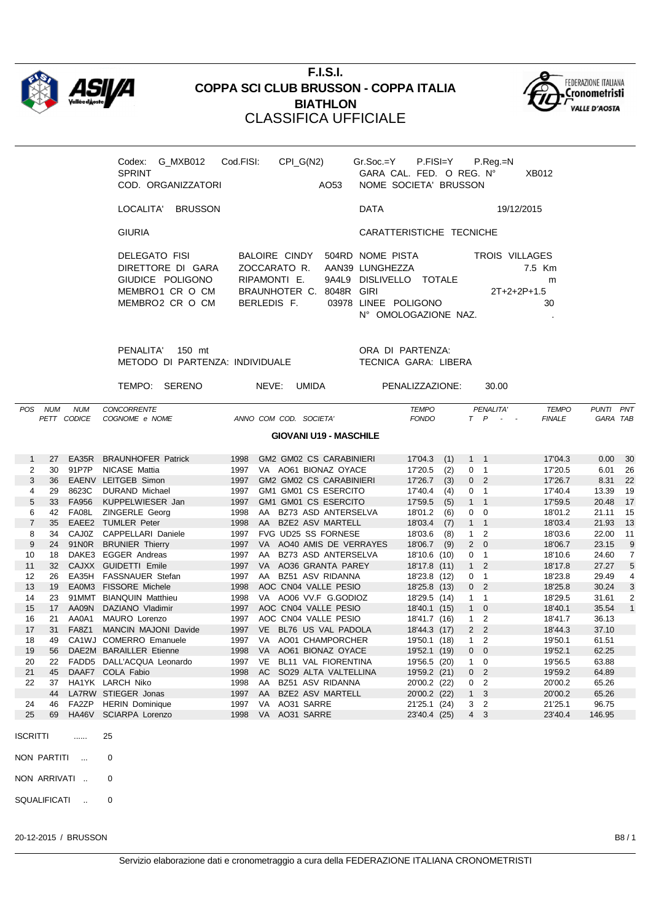# F.I.S.I.
# COPPA SCI CLUB BRUSSON - COPPA ITALIA
# BIATHLON
## CLASSIFICA UFFICIALE

Codex: G_MXB012 Cod.FISI: CPI_G(N2) Gr.Soc.=Y P.FISI=Y P.Reg.=N
SPRINT GARA CAL. FED. O REG. N° XB012
COD. ORGANIZZATORI AO53 NOME SOCIETA' BRUSSON

LOCALITA' BRUSSON DATA 19/12/2015

GIURIA CARATTERISTICHE TECNICHE

DELEGATO FISI BALOIRE CINDY 504RD NOME PISTA TROIS VILLAGES
DIRETTORE DI GARA ZOCCARATO R. AAN39 LUNGHEZZA 7.5 Km
GIUDICE POLIGONO RIPAMONTI E. 9A4L9 DISLIVELLO TOTALE m
MEMBRO1 CR O CM BRAUNHOTER C. 8048R GIRI 2T+2+2P+1.5
MEMBRO2 CR O CM BERLEDIS F. 03978 LINEE POLIGONO 30
N° OMOLOGAZIONE NAZ. .

PENALITA' 150 mt ORA DI PARTENZA:
METODO DI PARTENZA: INDIVIDUALE TECNICA GARA: LIBERA

TEMPO: SERENO NEVE: UMIDA PENALIZZAZIONE: 30.00

### GIOVANI U19 - MASCHILE

| POS | NUM PETT | NUM CODICE | CONCORRENTE COGNOME e NOME | ANNO | COM | COD. SOCIETA' | TEMPO FONDO | PENALITA' T | P | TEMPO FINALE | PUNTI GARA | PNT TAB |
|---|---|---|---|---|---|---|---|---|---|---|---|---|
| 1 | 27 | EA35R | BRAUNHOFER Patrick | 1998 | GM2 | GM02 CS CARABINIERI | 17'04.3 (1) | 1 | 1 | 17'04.3 | 0.00 | 30 |
| 2 | 30 | 91P7P | NICASE Mattia | 1997 | VA | AO61 BIONAZ OYACE | 17'20.5 (2) | 0 | 1 | 17'20.5 | 6.01 | 26 |
| 3 | 36 | EAENV | LEITGEB Simon | 1997 | GM2 | GM02 CS CARABINIERI | 17'26.7 (3) | 0 | 2 | 17'26.7 | 8.31 | 22 |
| 4 | 29 | 8623C | DURAND Michael | 1997 | GM1 | GM01 CS ESERCITO | 17'40.4 (4) | 0 | 1 | 17'40.4 | 13.39 | 19 |
| 5 | 33 | FA956 | KUPPELWIESER Jan | 1997 | GM1 | GM01 CS ESERCITO | 17'59.5 (5) | 1 | 1 | 17'59.5 | 20.48 | 17 |
| 6 | 42 | FA08L | ZINGERLE Georg | 1998 | AA | BZ73 ASD ANTERSELVA | 18'01.2 (6) | 0 | 0 | 18'01.2 | 21.11 | 15 |
| 7 | 35 | EAEE2 | TUMLER Peter | 1998 | AA | BZE2 ASV MARTELL | 18'03.4 (7) | 1 | 1 | 18'03.4 | 21.93 | 13 |
| 8 | 34 | CAJ0Z | CAPPELLARI Daniele | 1997 | FVG | UD25 SS FORNESE | 18'03.6 (8) | 1 | 2 | 18'03.6 | 22.00 | 11 |
| 9 | 24 | 91N0R | BRUNIER Thierry | 1997 | VA | AO40 AMIS DE VERRAYES | 18'06.7 (9) | 2 | 0 | 18'06.7 | 23.15 | 9 |
| 10 | 18 | DAKE3 | EGGER Andreas | 1997 | AA | BZ73 ASD ANTERSELVA | 18'10.6 (10) | 0 | 1 | 18'10.6 | 24.60 | 7 |
| 11 | 32 | CAJXX | GUIDETTI Emile | 1997 | VA | AO36 GRANTA PAREY | 18'17.8 (11) | 1 | 2 | 18'17.8 | 27.27 | 5 |
| 12 | 26 | EA35H | FASSNAUER Stefan | 1997 | AA | BZ51 ASV RIDANNA | 18'23.8 (12) | 0 | 1 | 18'23.8 | 29.49 | 4 |
| 13 | 19 | EA0M3 | FISSORE Michele | 1998 | AOC | CN04 VALLE PESIO | 18'25.8 (13) | 0 | 2 | 18'25.8 | 30.24 | 3 |
| 14 | 23 | 91MMT | BIANQUIN Matthieu | 1998 | VA | AO06 VV.F G.GODIOZ | 18'29.5 (14) | 1 | 1 | 18'29.5 | 31.61 | 2 |
| 15 | 17 | AA09N | DAZIANO Vladimir | 1997 | AOC | CN04 VALLE PESIO | 18'40.1 (15) | 1 | 0 | 18'40.1 | 35.54 | 1 |
| 16 | 21 | AA0A1 | MAURO Lorenzo | 1997 | AOC | CN04 VALLE PESIO | 18'41.7 (16) | 1 | 2 | 18'41.7 | 36.13 | |
| 17 | 31 | FA8Z1 | MANCIN MAJONI Davide | 1997 | VE | BL76 US VAL PADOLA | 18'44.3 (17) | 2 | 2 | 18'44.3 | 37.10 | |
| 18 | 49 | CA1WJ | COMERRO Emanuele | 1997 | VA | AO01 CHAMPORCHER | 19'50.1 (18) | 1 | 2 | 19'50.1 | 61.51 | |
| 19 | 56 | DAE2M | BARAILLER Etienne | 1998 | VA | AO61 BIONAZ OYACE | 19'52.1 (19) | 0 | 0 | 19'52.1 | 62.25 | |
| 20 | 22 | FADD5 | DALL'ACQUA Leonardo | 1997 | VE | BL11 VAL FIORENTINA | 19'56.5 (20) | 1 | 0 | 19'56.5 | 63.88 | |
| 21 | 45 | DAAF7 | COLA Fabio | 1998 | AC | SO29 ALTA VALTELLINA | 19'59.2 (21) | 0 | 2 | 19'59.2 | 64.89 | |
| 22 | 37 | HA1YK | LARCH Niko | 1998 | AA | BZ51 ASV RIDANNA | 20'00.2 (22) | 0 | 2 | 20'00.2 | 65.26 | |
| | 44 | LA7RW | STIEGER Jonas | 1997 | AA | BZE2 ASV MARTELL | 20'00.2 (22) | 1 | 3 | 20'00.2 | 65.26 | |
| 24 | 46 | FA2ZP | HERIN Dominique | 1997 | VA | AO31 SARRE | 21'25.1 (24) | 3 | 2 | 21'25.1 | 96.75 | |
| 25 | 69 | HA46V | SCIARPA Lorenzo | 1998 | VA | AO31 SARRE | 23'40.4 (25) | 4 | 3 | 23'40.4 | 146.95 | |

ISCRITTI ...... 25

NON PARTITI ... 0

NON ARRIVATI .. 0

SQUALIFICATI .. 0

20-12-2015 / BRUSSON

Servizio elaborazione dati e cronometraggio a cura della FEDERAZIONE ITALIANA CRONOMETRISTI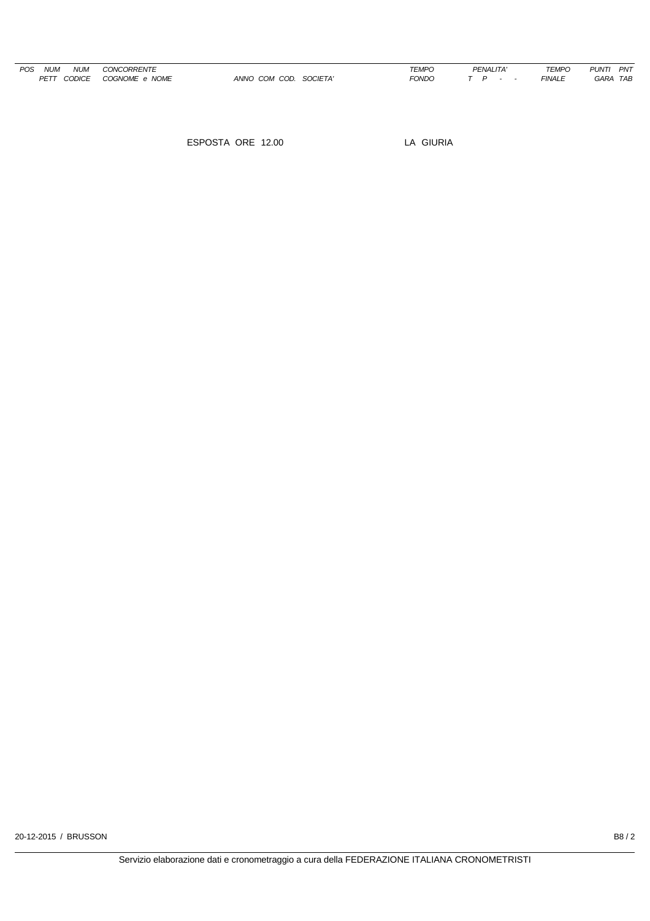| POS | NUM PETT | NUM CODICE | CONCORRENTE COGNOME e NOME | ANNO COM COD. SOCIETA' | TEMPO FONDO | PENALITA' T P - - | TEMPO FINALE | PUNTI GARA | PNT TAB |
|---|---|---|---|---|---|---|---|---|---|

ESPOSTA ORE 12.00

LA GIURIA

20-12-2015 / BRUSSON

B8 / 2

Servizio elaborazione dati e cronometraggio a cura della FEDERAZIONE ITALIANA CRONOMETRISTI